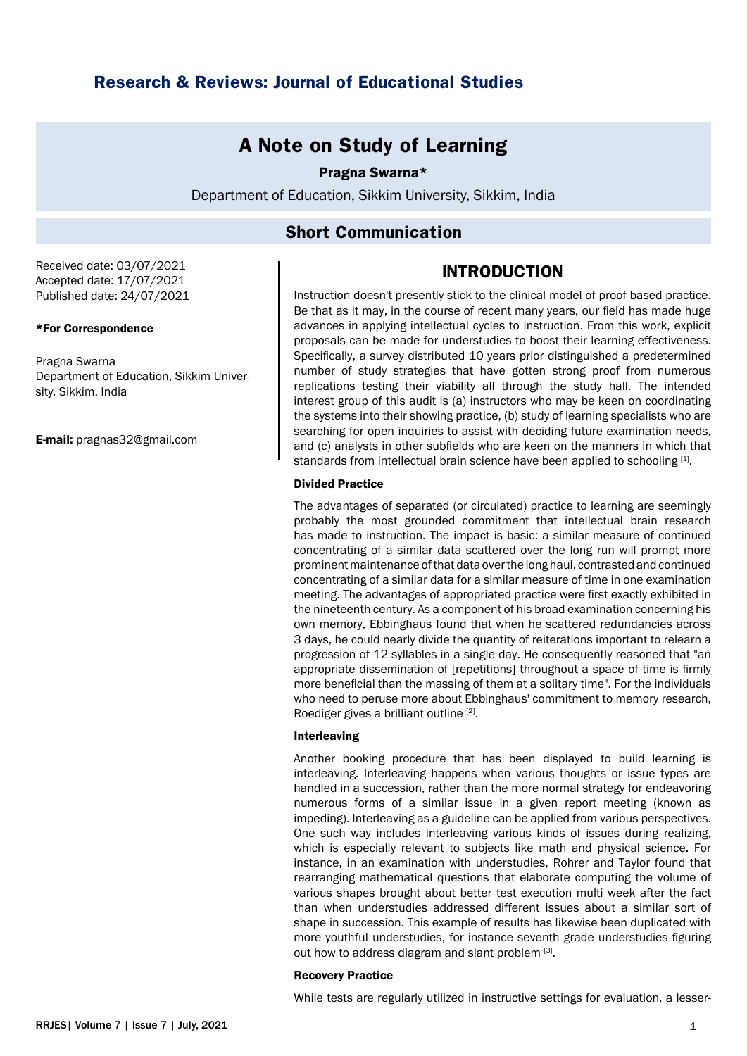Research & Reviews: Journal of Educational Studies

# A Note on Study of Learning

**Pragna Swarna***

Department of Education, Sikkim University, Sikkim, India

## Short Communication

Received date: 03/07/2021
Accepted date: 17/07/2021
Published date: 24/07/2021

**\*For Correspondence**

Pragna Swarna
Department of Education, Sikkim University, Sikkim, India

**E-mail:** pragnas32@gmail.com

## INTRODUCTION

Instruction doesn't presently stick to the clinical model of proof based practice. Be that as it may, in the course of recent many years, our field has made huge advances in applying intellectual cycles to instruction. From this work, explicit proposals can be made for understudies to boost their learning effectiveness. Specifically, a survey distributed 10 years prior distinguished a predetermined number of study strategies that have gotten strong proof from numerous replications testing their viability all through the study hall. The intended interest group of this audit is (a) instructors who may be keen on coordinating the systems into their showing practice, (b) study of learning specialists who are searching for open inquiries to assist with deciding future examination needs, and (c) analysts in other subfields who are keen on the manners in which that standards from intellectual brain science have been applied to schooling [1].

### Divided Practice

The advantages of separated (or circulated) practice to learning are seemingly probably the most grounded commitment that intellectual brain research has made to instruction. The impact is basic: a similar measure of continued concentrating of a similar data scattered over the long run will prompt more prominent maintenance of that data over the long haul, contrasted and continued concentrating of a similar data for a similar measure of time in one examination meeting. The advantages of appropriated practice were first exactly exhibited in the nineteenth century. As a component of his broad examination concerning his own memory, Ebbinghaus found that when he scattered redundancies across 3 days, he could nearly divide the quantity of reiterations important to relearn a progression of 12 syllables in a single day. He consequently reasoned that "an appropriate dissemination of [repetitions] throughout a space of time is firmly more beneficial than the massing of them at a solitary time". For the individuals who need to peruse more about Ebbinghaus' commitment to memory research, Roediger gives a brilliant outline [2].

### Interleaving

Another booking procedure that has been displayed to build learning is interleaving. Interleaving happens when various thoughts or issue types are handled in a succession, rather than the more normal strategy for endeavoring numerous forms of a similar issue in a given report meeting (known as impeding). Interleaving as a guideline can be applied from various perspectives. One such way includes interleaving various kinds of issues during realizing, which is especially relevant to subjects like math and physical science. For instance, in an examination with understudies, Rohrer and Taylor found that rearranging mathematical questions that elaborate computing the volume of various shapes brought about better test execution multi week after the fact than when understudies addressed different issues about a similar sort of shape in succession. This example of results has likewise been duplicated with more youthful understudies, for instance seventh grade understudies figuring out how to address diagram and slant problem [3].

### Recovery Practice

While tests are regularly utilized in instructive settings for evaluation, a lesser-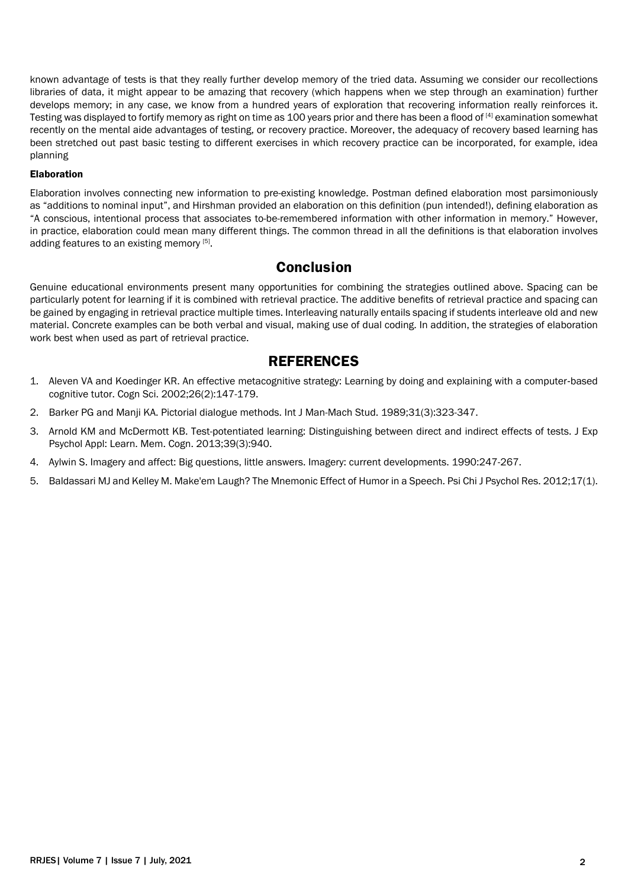known advantage of tests is that they really further develop memory of the tried data. Assuming we consider our recollections libraries of data, it might appear to be amazing that recovery (which happens when we step through an examination) further develops memory; in any case, we know from a hundred years of exploration that recovering information really reinforces it. Testing was displayed to fortify memory as right on time as 100 years prior and there has been a flood of [4] examination somewhat recently on the mental aide advantages of testing, or recovery practice. Moreover, the adequacy of recovery based learning has been stretched out past basic testing to different exercises in which recovery practice can be incorporated, for example, idea planning

#### Elaboration

Elaboration involves connecting new information to pre-existing knowledge. Postman defined elaboration most parsimoniously as "additions to nominal input", and Hirshman provided an elaboration on this definition (pun intended!), defining elaboration as "A conscious, intentional process that associates to-be-remembered information with other information in memory." However, in practice, elaboration could mean many different things. The common thread in all the definitions is that elaboration involves adding features to an existing memory [5].

## Conclusion

Genuine educational environments present many opportunities for combining the strategies outlined above. Spacing can be particularly potent for learning if it is combined with retrieval practice. The additive benefits of retrieval practice and spacing can be gained by engaging in retrieval practice multiple times. Interleaving naturally entails spacing if students interleave old and new material. Concrete examples can be both verbal and visual, making use of dual coding. In addition, the strategies of elaboration work best when used as part of retrieval practice.

## REFERENCES

1. Aleven VA and Koedinger KR. An effective metacognitive strategy: Learning by doing and explaining with a computer-based cognitive tutor. Cogn Sci. 2002;26(2):147-179.
2. Barker PG and Manji KA. Pictorial dialogue methods. Int J Man-Mach Stud. 1989;31(3):323-347.
3. Arnold KM and McDermott KB. Test-potentiated learning: Distinguishing between direct and indirect effects of tests. J Exp Psychol Appl: Learn. Mem. Cogn. 2013;39(3):940.
4. Aylwin S. Imagery and affect: Big questions, little answers. Imagery: current developments. 1990:247-267.
5. Baldassari MJ and Kelley M. Make'em Laugh? The Mnemonic Effect of Humor in a Speech. Psi Chi J Psychol Res. 2012;17(1).